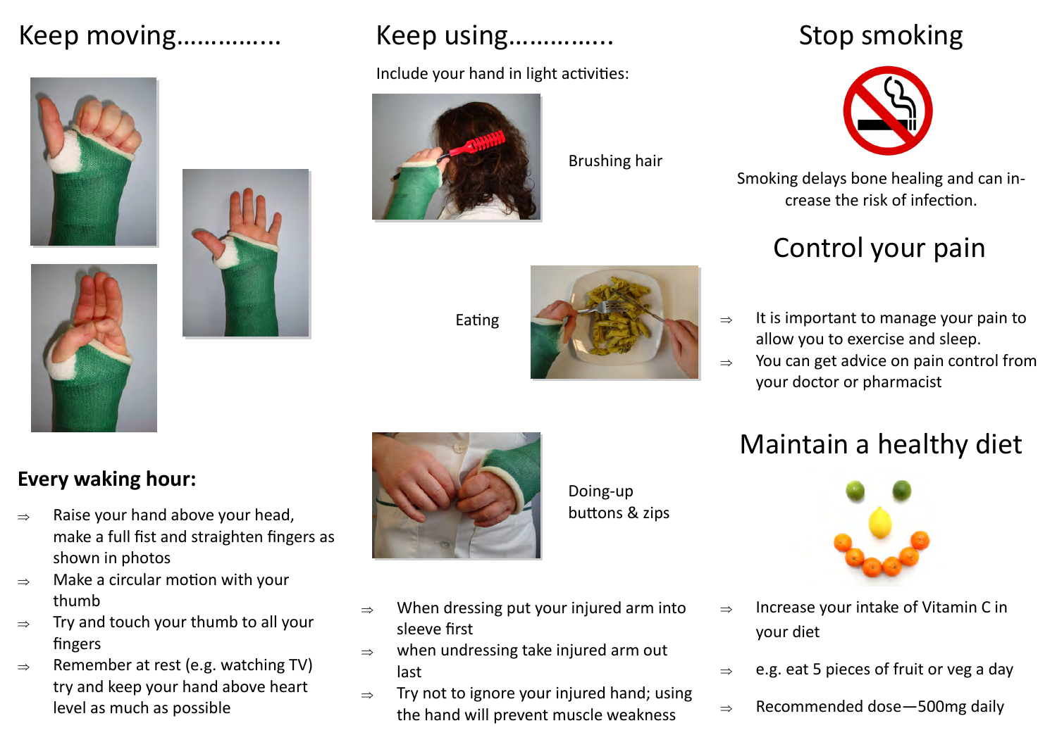# Keep moving…………..

## Every waking hour:

- Raise your hand above your head, make a full fist and straighten fingers as shown in photos
- Make a circular motion with your thumb
- Try and touch your thumb to all your fingers
- Remember at rest (e.g. watching TV) try and keep your hand above heart level as much as possible

# Keep using…………..

Include your hand in light activities:

Brushing hair

Eating

Doing-up buttons & zips

- When dressing put your injured arm into sleeve first
- when undressing take injured arm out last
- Try not to ignore your injured hand; using the hand will prevent muscle weakness

# Stop smoking

Smoking delays bone healing and can increase the risk of infection.

# Control your pain

- It is important to manage your pain to allow you to exercise and sleep.
- You can get advice on pain control from your doctor or pharmacist

# Maintain a healthy diet

- Increase your intake of Vitamin C in your diet
- e.g. eat 5 pieces of fruit or veg a day
- Recommended dose—500mg daily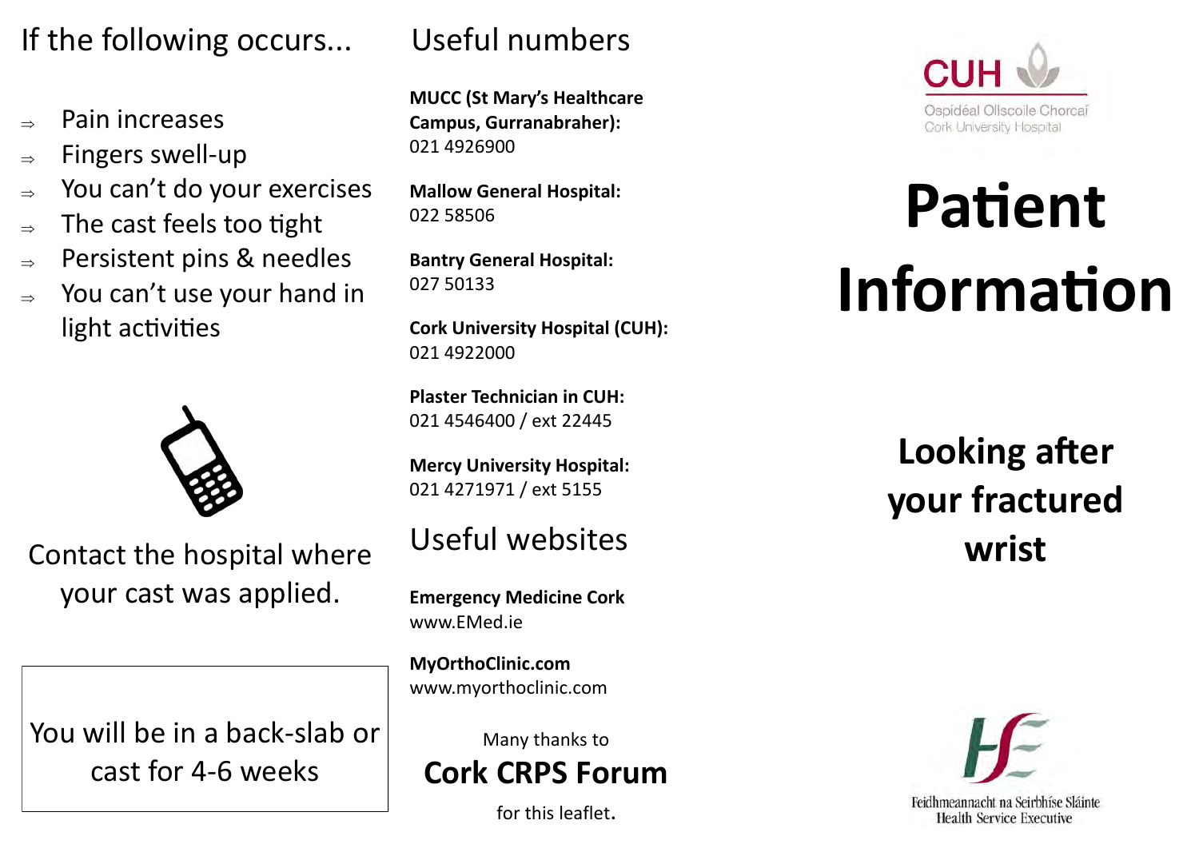## If the following occurs...

- ⇒ Pain increases
- ⇒ Fingers swell-up
- ⇒ You can't do your exercises
- ⇒ The cast feels too tight
- ⇒ Persistent pins & needles
- ⇒ You can't use your hand in light activities

Contact the hospital where your cast was applied.

You will be in a back-slab or cast for 4-6 weeks

## Useful numbers

**MUCC (St Mary's Healthcare Campus, Gurranabraher):**
021 4926900

**Mallow General Hospital:**
022 58506

**Bantry General Hospital:**
027 50133

**Cork University Hospital (CUH):**
021 4922000

**Plaster Technician in CUH:**
021 4546400 / ext 22445

**Mercy University Hospital:**
021 4271971 / ext 5155

## Useful websites

**Emergency Medicine Cork**
www.EMed.ie

**MyOrthoClinic.com**
www.myorthoclinic.com

Many thanks to

**Cork CRPS Forum**

for this leaflet.

CUH
Ospidéal Ollscoile Chorcaí
Cork University Hospital

# Patient Information

## Looking after your fractured wrist

HSE
Feidhmeannacht na Seirbhíse Sláinte
Health Service Executive